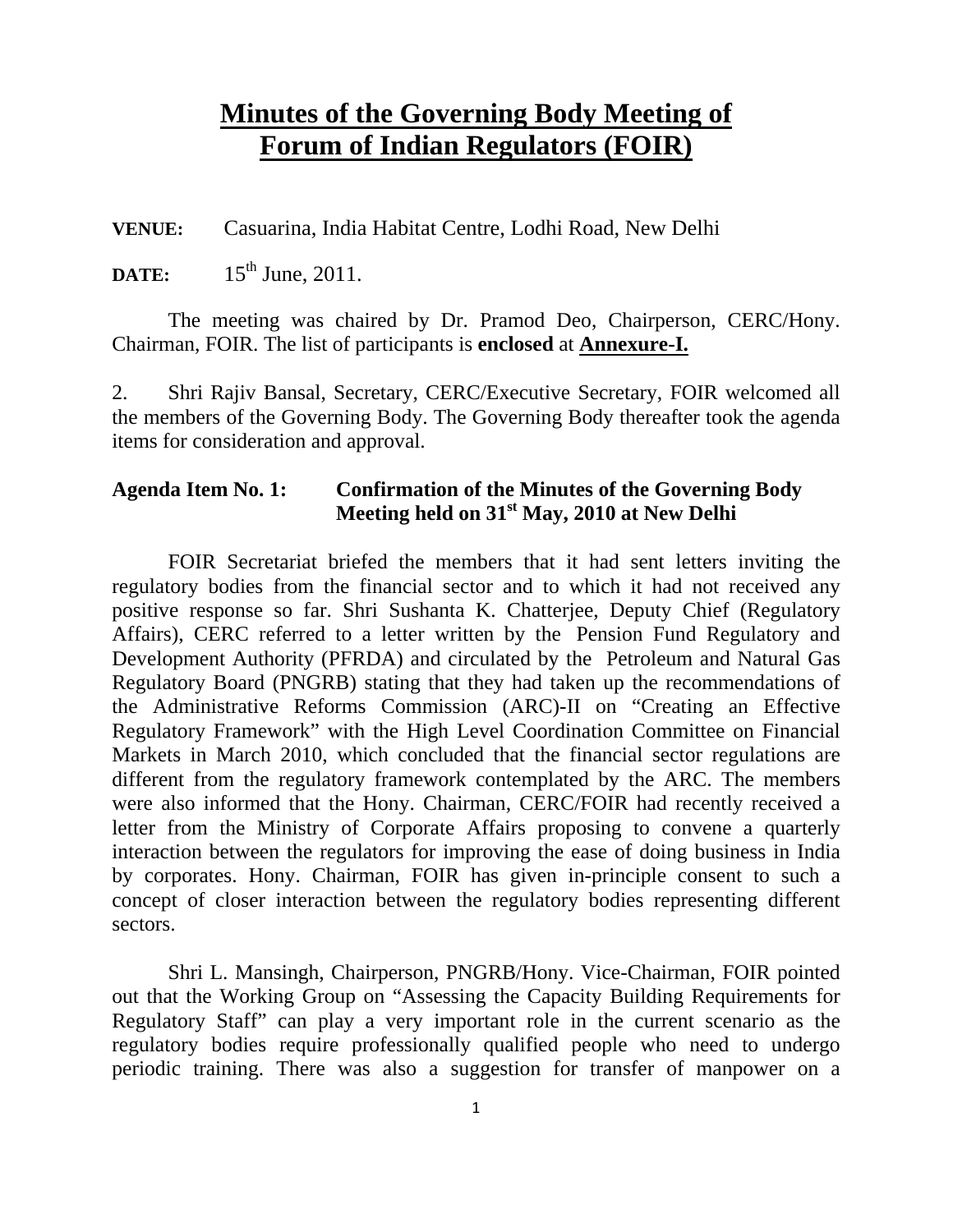# Minutes of the Governing Body Meeting of Forum of Indian Regulators (FOIR)

**VENUE:** Casuarina, India Habitat Centre, Lodhi Road, New Delhi

**DATE:** 15th June, 2011.

The meeting was chaired by Dr. Pramod Deo, Chairperson, CERC/Hony. Chairman, FOIR. The list of participants is **enclosed** at **Annexure-I.**

2. Shri Rajiv Bansal, Secretary, CERC/Executive Secretary, FOIR welcomed all the members of the Governing Body. The Governing Body thereafter took the agenda items for consideration and approval.

**Agenda Item No. 1: Confirmation of the Minutes of the Governing Body Meeting held on 31st May, 2010 at New Delhi**

FOIR Secretariat briefed the members that it had sent letters inviting the regulatory bodies from the financial sector and to which it had not received any positive response so far. Shri Sushanta K. Chatterjee, Deputy Chief (Regulatory Affairs), CERC referred to a letter written by the Pension Fund Regulatory and Development Authority (PFRDA) and circulated by the Petroleum and Natural Gas Regulatory Board (PNGRB) stating that they had taken up the recommendations of the Administrative Reforms Commission (ARC)-II on "Creating an Effective Regulatory Framework" with the High Level Coordination Committee on Financial Markets in March 2010, which concluded that the financial sector regulations are different from the regulatory framework contemplated by the ARC. The members were also informed that the Hony. Chairman, CERC/FOIR had recently received a letter from the Ministry of Corporate Affairs proposing to convene a quarterly interaction between the regulators for improving the ease of doing business in India by corporates. Hony. Chairman, FOIR has given in-principle consent to such a concept of closer interaction between the regulatory bodies representing different sectors.

Shri L. Mansingh, Chairperson, PNGRB/Hony. Vice-Chairman, FOIR pointed out that the Working Group on "Assessing the Capacity Building Requirements for Regulatory Staff" can play a very important role in the current scenario as the regulatory bodies require professionally qualified people who need to undergo periodic training. There was also a suggestion for transfer of manpower on a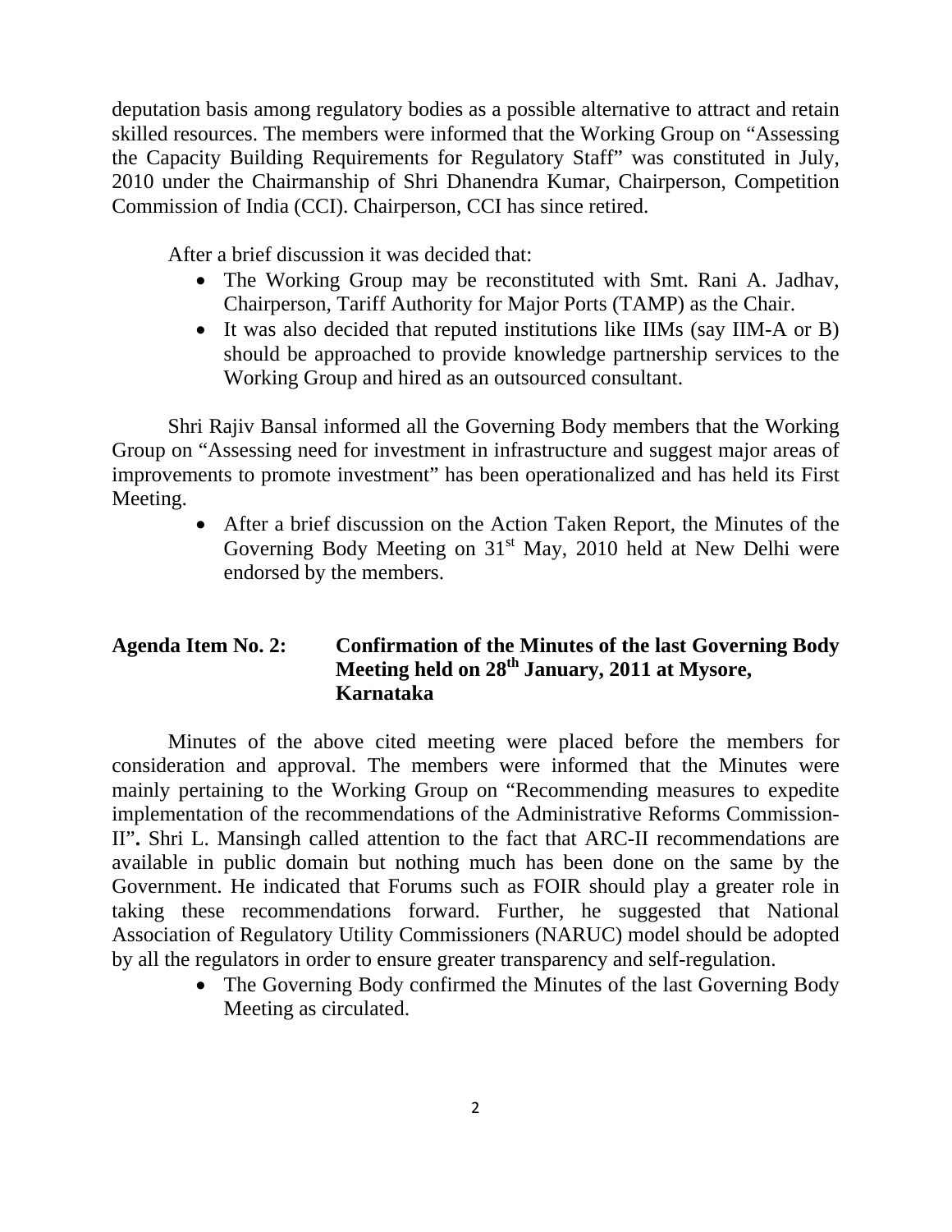deputation basis among regulatory bodies as a possible alternative to attract and retain skilled resources. The members were informed that the Working Group on "Assessing the Capacity Building Requirements for Regulatory Staff" was constituted in July, 2010 under the Chairmanship of Shri Dhanendra Kumar, Chairperson, Competition Commission of India (CCI). Chairperson, CCI has since retired.

After a brief discussion it was decided that:

- The Working Group may be reconstituted with Smt. Rani A. Jadhav, Chairperson, Tariff Authority for Major Ports (TAMP) as the Chair.
- It was also decided that reputed institutions like IIMs (say IIM-A or B) should be approached to provide knowledge partnership services to the Working Group and hired as an outsourced consultant.

Shri Rajiv Bansal informed all the Governing Body members that the Working Group on "Assessing need for investment in infrastructure and suggest major areas of improvements to promote investment" has been operationalized and has held its First Meeting.

- After a brief discussion on the Action Taken Report, the Minutes of the Governing Body Meeting on 31st May, 2010 held at New Delhi were endorsed by the members.

**Agenda Item No. 2: Confirmation of the Minutes of the last Governing Body Meeting held on 28th January, 2011 at Mysore, Karnataka**

Minutes of the above cited meeting were placed before the members for consideration and approval. The members were informed that the Minutes were mainly pertaining to the Working Group on "Recommending measures to expedite implementation of the recommendations of the Administrative Reforms Commission-II"**.** Shri L. Mansingh called attention to the fact that ARC-II recommendations are available in public domain but nothing much has been done on the same by the Government. He indicated that Forums such as FOIR should play a greater role in taking these recommendations forward. Further, he suggested that National Association of Regulatory Utility Commissioners (NARUC) model should be adopted by all the regulators in order to ensure greater transparency and self-regulation.

- The Governing Body confirmed the Minutes of the last Governing Body Meeting as circulated.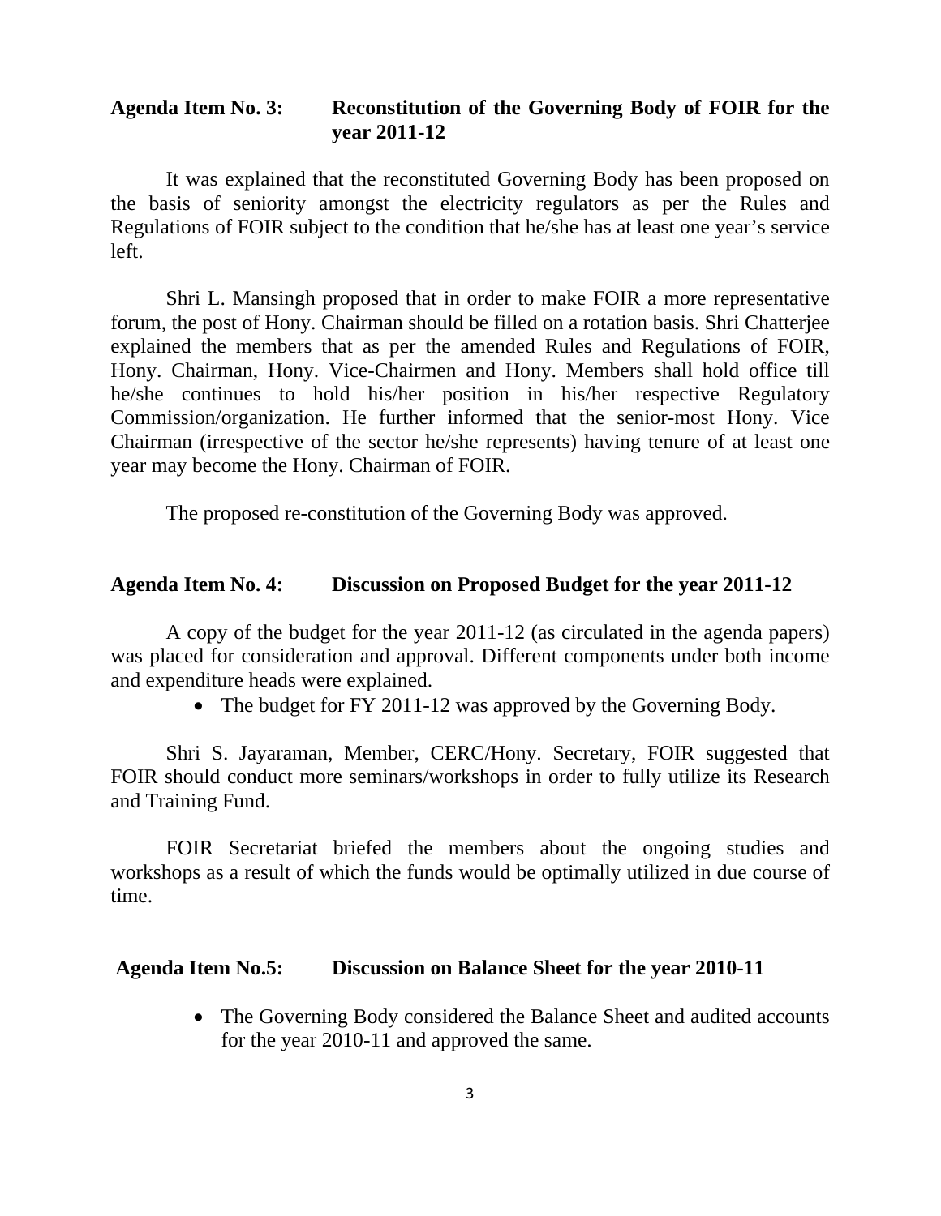**Agenda Item No. 3: Reconstitution of the Governing Body of FOIR for the year 2011-12**

It was explained that the reconstituted Governing Body has been proposed on the basis of seniority amongst the electricity regulators as per the Rules and Regulations of FOIR subject to the condition that he/she has at least one year's service left.

Shri L. Mansingh proposed that in order to make FOIR a more representative forum, the post of Hony. Chairman should be filled on a rotation basis. Shri Chatterjee explained the members that as per the amended Rules and Regulations of FOIR, Hony. Chairman, Hony. Vice-Chairmen and Hony. Members shall hold office till he/she continues to hold his/her position in his/her respective Regulatory Commission/organization. He further informed that the senior-most Hony. Vice Chairman (irrespective of the sector he/she represents) having tenure of at least one year may become the Hony. Chairman of FOIR.

The proposed re-constitution of the Governing Body was approved.

**Agenda Item No. 4: Discussion on Proposed Budget for the year 2011-12**

A copy of the budget for the year 2011-12 (as circulated in the agenda papers) was placed for consideration and approval. Different components under both income and expenditure heads were explained.

- The budget for FY 2011-12 was approved by the Governing Body.

Shri S. Jayaraman, Member, CERC/Hony. Secretary, FOIR suggested that FOIR should conduct more seminars/workshops in order to fully utilize its Research and Training Fund.

FOIR Secretariat briefed the members about the ongoing studies and workshops as a result of which the funds would be optimally utilized in due course of time.

**Agenda Item No.5: Discussion on Balance Sheet for the year 2010-11**

- The Governing Body considered the Balance Sheet and audited accounts for the year 2010-11 and approved the same.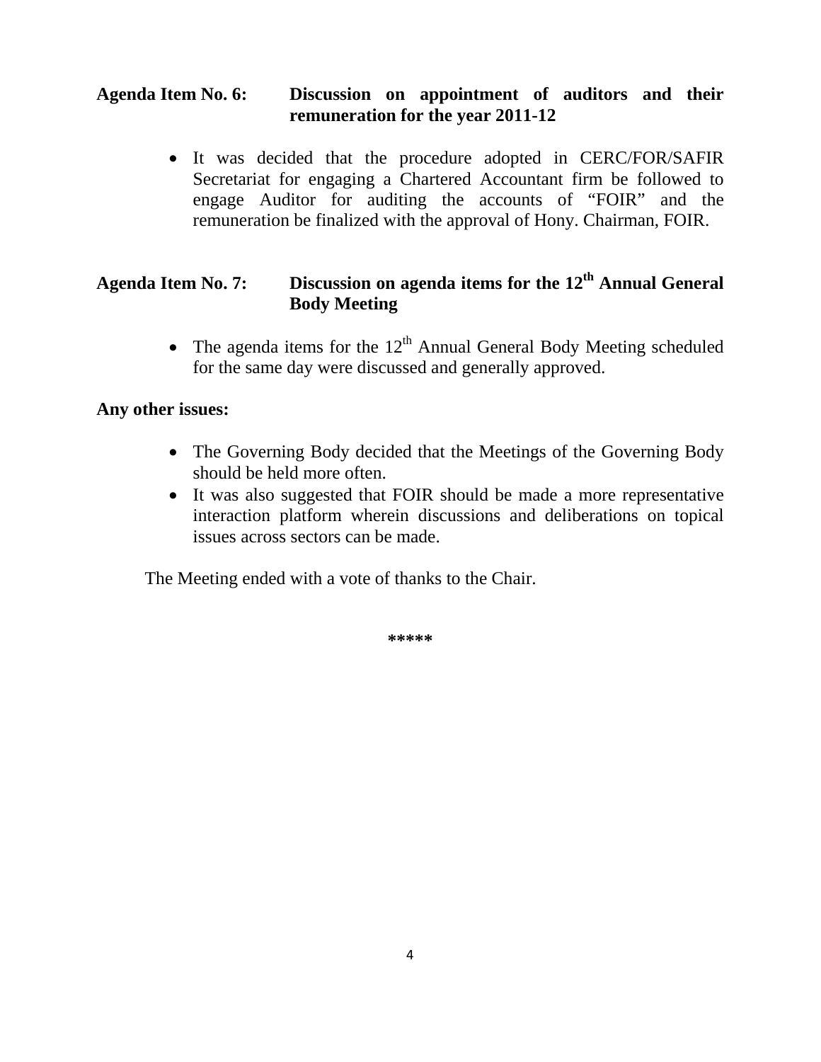**Agenda Item No. 6: Discussion on appointment of auditors and their remuneration for the year 2011-12**

- It was decided that the procedure adopted in CERC/FOR/SAFIR Secretariat for engaging a Chartered Accountant firm be followed to engage Auditor for auditing the accounts of "FOIR" and the remuneration be finalized with the approval of Hony. Chairman, FOIR.

**Agenda Item No. 7: Discussion on agenda items for the 12th Annual General Body Meeting**

- The agenda items for the 12th Annual General Body Meeting scheduled for the same day were discussed and generally approved.

**Any other issues:**

- The Governing Body decided that the Meetings of the Governing Body should be held more often.
- It was also suggested that FOIR should be made a more representative interaction platform wherein discussions and deliberations on topical issues across sectors can be made.

The Meeting ended with a vote of thanks to the Chair.

*****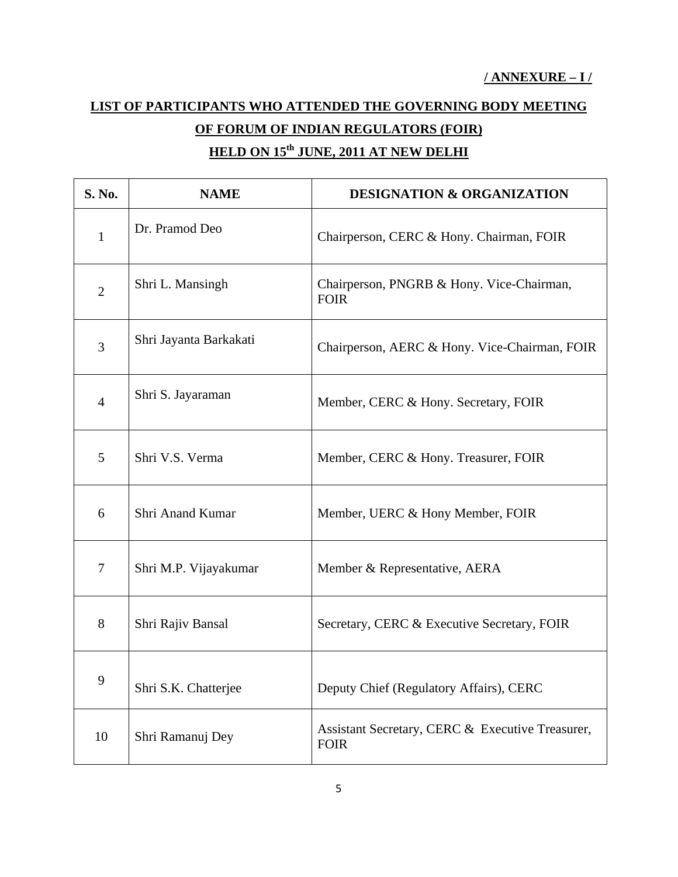**/ ANNEXURE – I /**

## LIST OF PARTICIPANTS WHO ATTENDED THE GOVERNING BODY MEETING OF FORUM OF INDIAN REGULATORS (FOIR) HELD ON 15th JUNE, 2011 AT NEW DELHI

| S. No. | NAME | DESIGNATION & ORGANIZATION |
|---|---|---|
| 1 | Dr. Pramod Deo | Chairperson, CERC & Hony. Chairman, FOIR |
| 2 | Shri L. Mansingh | Chairperson, PNGRB & Hony. Vice-Chairman, FOIR |
| 3 | Shri Jayanta Barkakati | Chairperson, AERC & Hony. Vice-Chairman, FOIR |
| 4 | Shri S. Jayaraman | Member, CERC & Hony. Secretary, FOIR |
| 5 | Shri V.S. Verma | Member, CERC & Hony. Treasurer, FOIR |
| 6 | Shri Anand Kumar | Member, UERC & Hony Member, FOIR |
| 7 | Shri M.P. Vijayakumar | Member & Representative, AERA |
| 8 | Shri Rajiv Bansal | Secretary, CERC & Executive Secretary, FOIR |
| 9 | Shri S.K. Chatterjee | Deputy Chief (Regulatory Affairs), CERC |
| 10 | Shri Ramanuj Dey | Assistant Secretary, CERC & Executive Treasurer, FOIR |